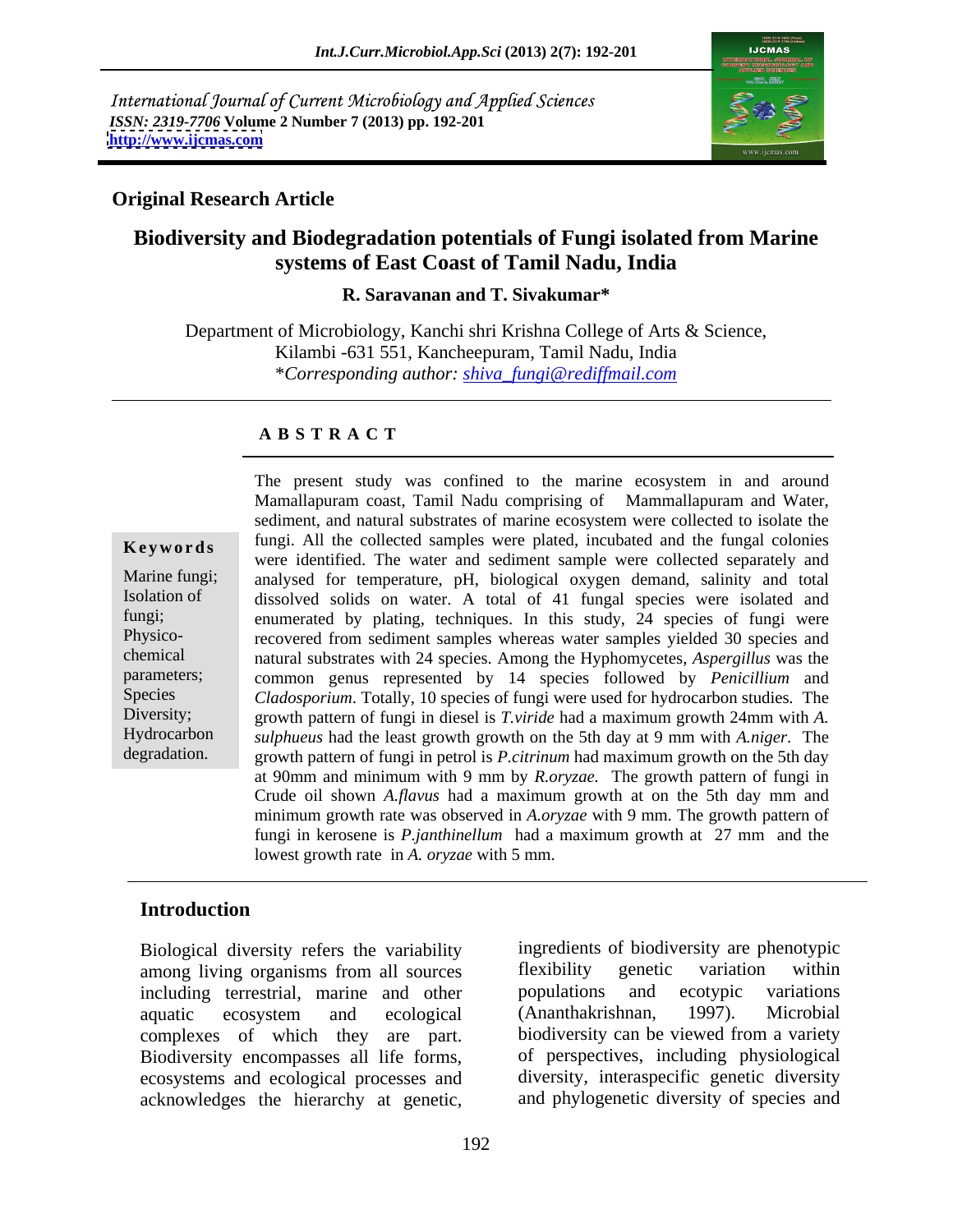International Journal of Current Microbiology and Applied Sciences
*ISSN: 2319-7706* **Volume 2 Number 7 (2013) pp. 192-201**
**http://www.ijcmas.com**

**Original Research Article**

# Biodiversity and Biodegradation potentials of Fungi isolated from Marine systems of East Coast of Tamil Nadu, India

**R. Saravanan and T. Sivakumar***

Department of Microbiology, Kanchi shri Krishna College of Arts & Science, Kilambi -631 551, Kancheepuram, Tamil Nadu, India
**Corresponding author: shiva_fungi@rediffmail.com*

## A B S T R A C T

**Keywords**

Marine fungi; Isolation of fungi; Physico-chemical parameters; Species Diversity; Hydrocarbon degradation.

The present study was confined to the marine ecosystem in and around Mamallapuram coast, Tamil Nadu comprising of Mammallapuram and Water, sediment, and natural substrates of marine ecosystem were collected to isolate the fungi. All the collected samples were plated, incubated and the fungal colonies were identified. The water and sediment sample were collected separately and analysed for temperature, pH, biological oxygen demand, salinity and total dissolved solids on water. A total of 41 fungal species were isolated and enumerated by plating, techniques. In this study, 24 species of fungi were recovered from sediment samples whereas water samples yielded 30 species and natural substrates with 24 species. Among the Hyphomycetes, *Aspergillus* was the common genus represented by 14 species followed by *Penicillium* and *Cladosporium*. Totally, 10 species of fungi were used for hydrocarbon studies. The growth pattern of fungi in diesel is *T.viride* had a maximum growth 24mm with *A. sulphueus* had the least growth growth on the 5th day at 9 mm with *A.niger*. The growth pattern of fungi in petrol is *P.citrinum* had maximum growth on the 5th day at 90mm and minimum with 9 mm by *R.oryzae.* The growth pattern of fungi in Crude oil shown *A.flavus* had a maximum growth at on the 5th day mm and minimum growth rate was observed in *A.oryzae* with 9 mm. The growth pattern of fungi in kerosene is *P.janthinellum* had a maximum growth at 27 mm and the lowest growth rate in *A. oryzae* with 5 mm.

## Introduction

Biological diversity refers the variability among living organisms from all sources including terrestrial, marine and other aquatic ecosystem and ecological complexes of which they are part. Biodiversity encompasses all life forms, ecosystems and ecological processes and acknowledges the hierarchy at genetic, ingredients of biodiversity are phenotypic flexibility genetic variation within populations and ecotypic variations (Ananthakrishnan, 1997). Microbial biodiversity can be viewed from a variety of perspectives, including physiological diversity, interaspecific genetic diversity and phylogenetic diversity of species and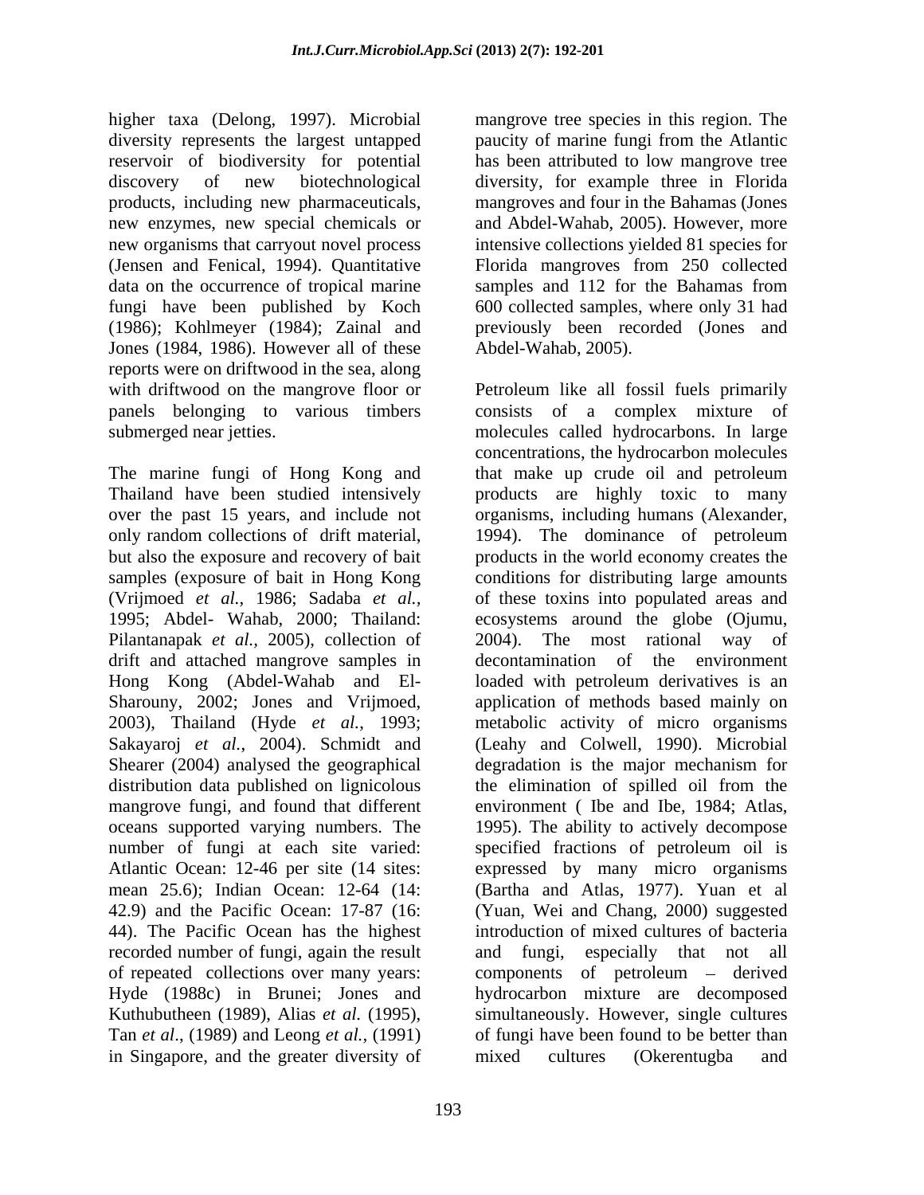higher taxa (Delong, 1997). Microbial diversity represents the largest untapped reservoir of biodiversity for potential discovery of new biotechnological products, including new pharmaceuticals, new enzymes, new special chemicals or new organisms that carryout novel process (Jensen and Fenical, 1994). Quantitative data on the occurrence of tropical marine fungi have been published by Koch (1986); Kohlmeyer (1984); Zainal and Jones (1984, 1986). However all of these reports were on driftwood in the sea, along with driftwood on the mangrove floor or panels belonging to various timbers submerged near jetties.

The marine fungi of Hong Kong and Thailand have been studied intensively over the past 15 years, and include not only random collections of drift material, but also the exposure and recovery of bait samples (exposure of bait in Hong Kong (Vrijmoed *et al.,* 1986; Sadaba *et al.,* 1995; Abdel- Wahab, 2000; Thailand: Pilantanapak *et al.,* 2005), collection of drift and attached mangrove samples in Hong Kong (Abdel-Wahab and El-Sharouny, 2002; Jones and Vrijmoed, 2003), Thailand (Hyde *et al.*, 1993; Sakayaroj *et al.*, 2004). Schmidt and Shearer (2004) analysed the geographical distribution data published on lignicolous mangrove fungi, and found that different oceans supported varying numbers. The number of fungi at each site varied: Atlantic Ocean: 12-46 per site (14 sites: mean 25.6); Indian Ocean: 12-64 (14: 42.9) and the Pacific Ocean: 17-87 (16: 44). The Pacific Ocean has the highest recorded number of fungi, again the result of repeated collections over many years: Hyde (1988c) in Brunei; Jones and Kuthubutheen (1989), Alias *et al.* (1995), Tan *et al*., (1989) and Leong *et al.,* (1991) in Singapore, and the greater diversity of mangrove tree species in this region. The paucity of marine fungi from the Atlantic has been attributed to low mangrove tree diversity, for example three in Florida mangroves and four in the Bahamas (Jones and Abdel-Wahab, 2005). However, more intensive collections yielded 81 species for Florida mangroves from 250 collected samples and 112 for the Bahamas from 600 collected samples, where only 31 had previously been recorded (Jones and Abdel-Wahab, 2005).

Petroleum like all fossil fuels primarily consists of a complex mixture of molecules called hydrocarbons. In large concentrations, the hydrocarbon molecules that make up crude oil and petroleum products are highly toxic to many organisms, including humans (Alexander, 1994). The dominance of petroleum products in the world economy creates the conditions for distributing large amounts of these toxins into populated areas and ecosystems around the globe (Ojumu, 2004). The most rational way of decontamination of the environment loaded with petroleum derivatives is an application of methods based mainly on metabolic activity of micro organisms (Leahy and Colwell, 1990). Microbial degradation is the major mechanism for the elimination of spilled oil from the environment ( Ibe and Ibe, 1984; Atlas, 1995). The ability to actively decompose specified fractions of petroleum oil is expressed by many micro organisms (Bartha and Atlas, 1977). Yuan et al (Yuan, Wei and Chang, 2000) suggested introduction of mixed cultures of bacteria and fungi, especially that not all components of petroleum – derived hydrocarbon mixture are decomposed simultaneously. However, single cultures of fungi have been found to be better than mixed cultures (Okerentugba and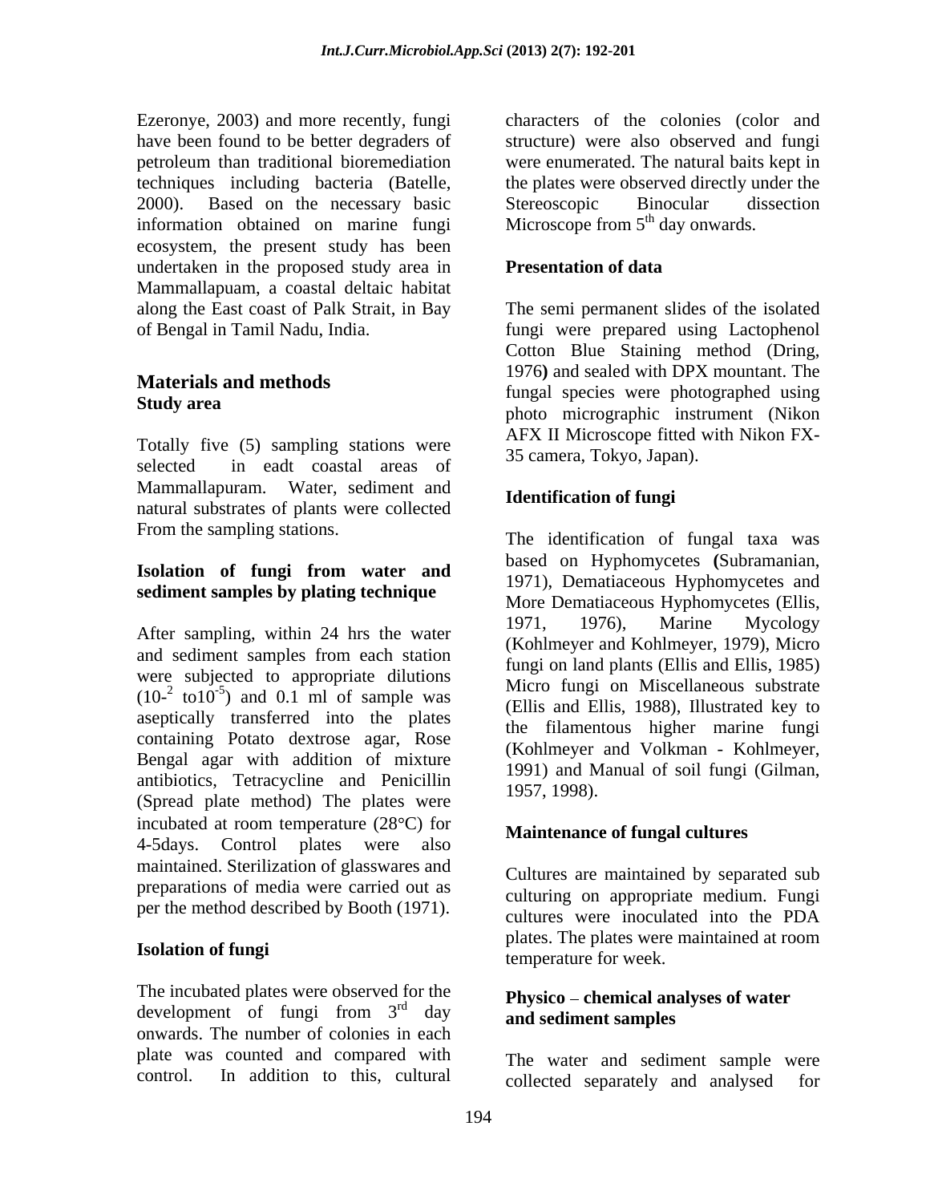Ezeronye, 2003) and more recently, fungi have been found to be better degraders of petroleum than traditional bioremediation techniques including bacteria (Batelle, 2000). Based on the necessary basic information obtained on marine fungi ecosystem, the present study has been undertaken in the proposed study area in Mammallapuam, a coastal deltaic habitat along the East coast of Palk Strait, in Bay of Bengal in Tamil Nadu, India.

## Materials and methods

### Study area

Totally five (5) sampling stations were selected in eadt coastal areas of Mammallapuram. Water, sediment and natural substrates of plants were collected From the sampling stations.

### Isolation of fungi from water and sediment samples by plating technique

After sampling, within 24 hrs the water and sediment samples from each station were subjected to appropriate dilutions ($10^{-2}$ to$10^{-5}$) and 0.1 ml of sample was aseptically transferred into the plates containing Potato dextrose agar, Rose Bengal agar with addition of mixture antibiotics, Tetracycline and Penicillin (Spread plate method) The plates were incubated at room temperature (28°C) for 4-5days. Control plates were also maintained. Sterilization of glasswares and preparations of media were carried out as per the method described by Booth (1971).

### Isolation of fungi

The incubated plates were observed for the development of fungi from 3rd day onwards. The number of colonies in each plate was counted and compared with control. In addition to this, cultural characters of the colonies (color and structure) were also observed and fungi were enumerated. The natural baits kept in the plates were observed directly under the Stereoscopic Binocular dissection Microscope from 5th day onwards.

### Presentation of data

The semi permanent slides of the isolated fungi were prepared using Lactophenol Cotton Blue Staining method (Dring, 1976**)** and sealed with DPX mountant. The fungal species were photographed using photo micrographic instrument (Nikon AFX II Microscope fitted with Nikon FX-35 camera, Tokyo, Japan).

### Identification of fungi

The identification of fungal taxa was based on Hyphomycetes **(**Subramanian, 1971), Dematiaceous Hyphomycetes and More Dematiaceous Hyphomycetes (Ellis, 1971, 1976), Marine Mycology (Kohlmeyer and Kohlmeyer, 1979), Micro fungi on land plants (Ellis and Ellis, 1985) Micro fungi on Miscellaneous substrate (Ellis and Ellis, 1988), Illustrated key to the filamentous higher marine fungi (Kohlmeyer and Volkman - Kohlmeyer, 1991) and Manual of soil fungi (Gilman, 1957, 1998).

### Maintenance of fungal cultures

Cultures are maintained by separated sub culturing on appropriate medium. Fungi cultures were inoculated into the PDA plates. The plates were maintained at room temperature for week.

### Physico – chemical analyses of water and sediment samples

The water and sediment sample were collected separately and analysed for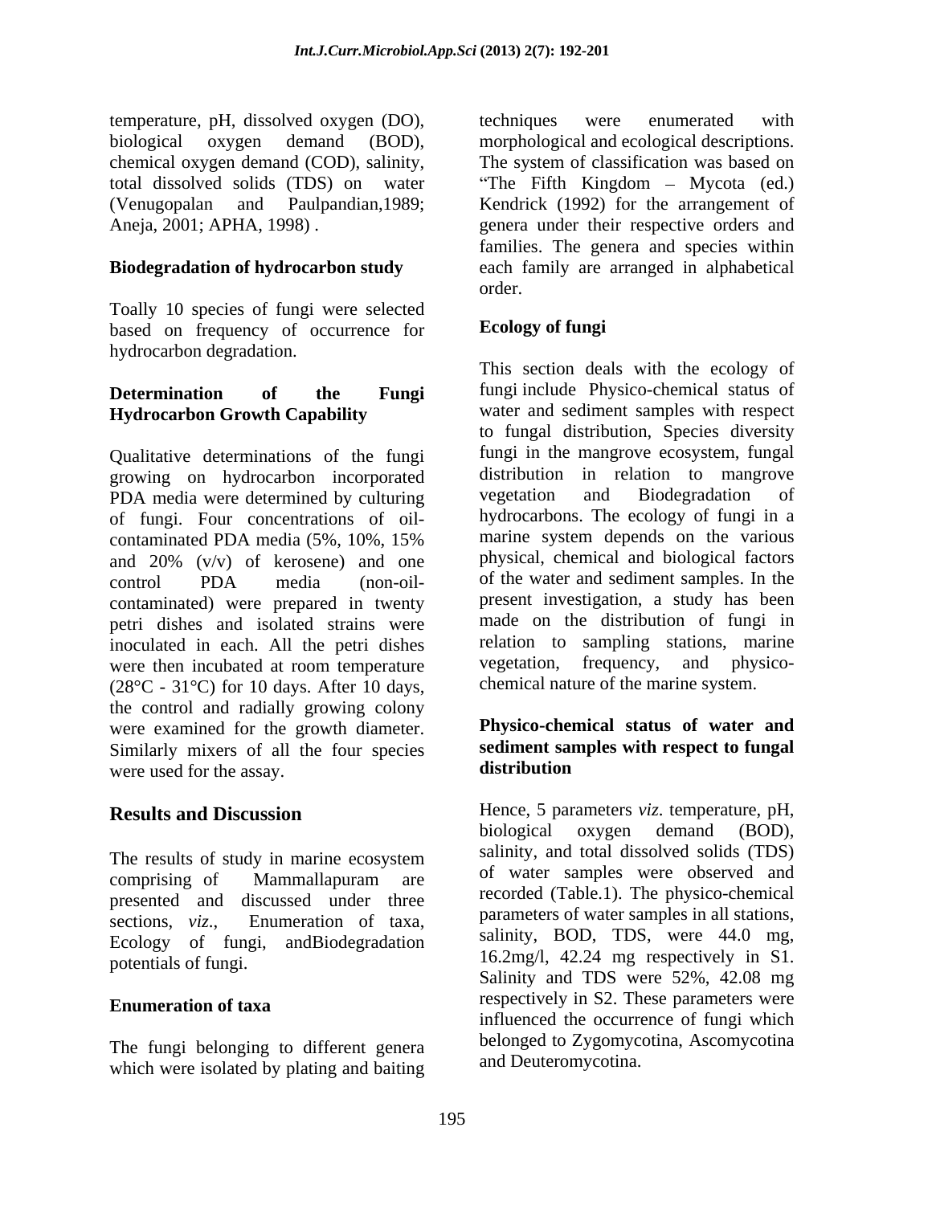temperature, pH, dissolved oxygen (DO), biological oxygen demand (BOD), chemical oxygen demand (COD), salinity, total dissolved solids (TDS) on water (Venugopalan and Paulpandian,1989; Aneja, 2001; APHA, 1998) .

### Biodegradation of hydrocarbon study

Toally 10 species of fungi were selected based on frequency of occurrence for hydrocarbon degradation.

### Determination of the Fungi Hydrocarbon Growth Capability

Qualitative determinations of the fungi growing on hydrocarbon incorporated PDA media were determined by culturing of fungi. Four concentrations of oil-contaminated PDA media (5%, 10%, 15% and 20% (v/v) of kerosene) and one control PDA media (non-oil-contaminated) were prepared in twenty petri dishes and isolated strains were inoculated in each. All the petri dishes were then incubated at room temperature (28°C - 31°C) for 10 days. After 10 days, the control and radially growing colony were examined for the growth diameter. Similarly mixers of all the four species were used for the assay.

## Results and Discussion

The results of study in marine ecosystem comprising of Mammallapuram are presented and discussed under three sections, *viz*., Enumeration of taxa, Ecology of fungi, andBiodegradation potentials of fungi.

### Enumeration of taxa

The fungi belonging to different genera which were isolated by plating and baiting techniques were enumerated with morphological and ecological descriptions. The system of classification was based on "The Fifth Kingdom – Mycota (ed.) Kendrick (1992) for the arrangement of genera under their respective orders and families. The genera and species within each family are arranged in alphabetical order.

### Ecology of fungi

This section deals with the ecology of fungi include Physico-chemical status of water and sediment samples with respect to fungal distribution, Species diversity fungi in the mangrove ecosystem, fungal distribution in relation to mangrove vegetation and Biodegradation of hydrocarbons. The ecology of fungi in a marine system depends on the various physical, chemical and biological factors of the water and sediment samples. In the present investigation, a study has been made on the distribution of fungi in relation to sampling stations, marine vegetation, frequency, and physico-chemical nature of the marine system.

### Physico-chemical status of water and sediment samples with respect to fungal distribution

Hence, 5 parameters *viz*. temperature, pH, biological oxygen demand (BOD), salinity, and total dissolved solids (TDS) of water samples were observed and recorded (Table.1). The physico-chemical parameters of water samples in all stations, salinity, BOD, TDS, were 44.0 mg, 16.2mg/l, 42.24 mg respectively in S1. Salinity and TDS were 52%, 42.08 mg respectively in S2. These parameters were influenced the occurrence of fungi which belonged to Zygomycotina, Ascomycotina and Deuteromycotina.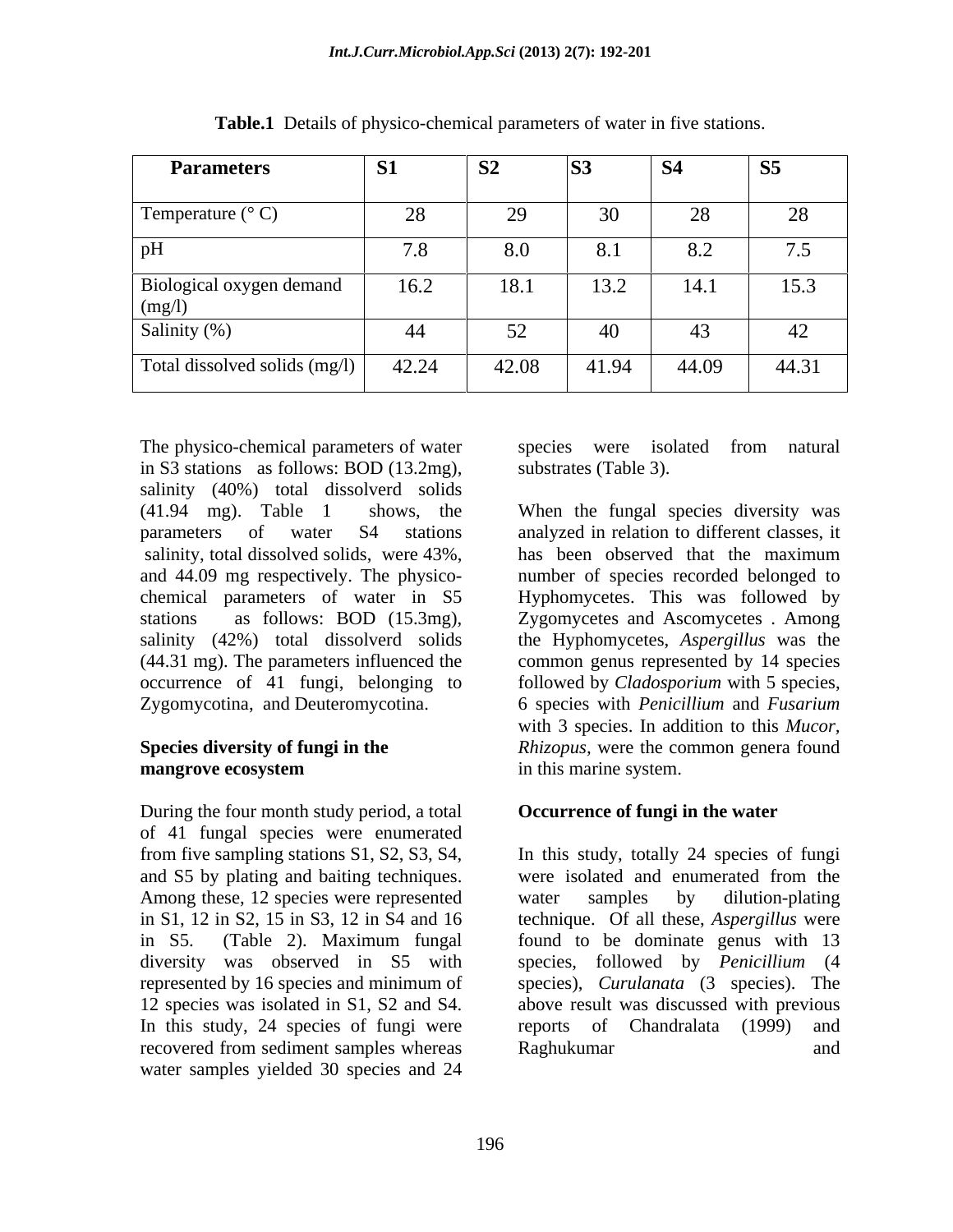**Table.1** Details of physico-chemical parameters of water in five stations.

| Parameters | S1 | S2 | S3 | S4 | S5 |
|---|---|---|---|---|---|
| Temperature (° C) | 28 | 29 | 30 | 28 | 28 |
| pH | 7.8 | 8.0 | 8.1 | 8.2 | 7.5 |
| Biological oxygen demand (mg/l) | 16.2 | 18.1 | 13.2 | 14.1 | 15.3 |
| Salinity (%) | 44 | 52 | 40 | 43 | 42 |
| Total dissolved solids (mg/l) | 42.24 | 42.08 | 41.94 | 44.09 | 44.31 |

The physico-chemical parameters of water in S3 stations as follows: BOD (13.2mg), salinity (40%) total dissolverd solids (41.94 mg). Table 1 shows, the parameters of water S4 stations salinity, total dissolved solids, were 43%, and 44.09 mg respectively. The physico-chemical parameters of water in S5 stations as follows: BOD (15.3mg), salinity (42%) total dissolverd solids (44.31 mg). The parameters influenced the occurrence of 41 fungi, belonging to Zygomycotina, and Deuteromycotina.

### Species diversity of fungi in the mangrove ecosystem

During the four month study period, a total of 41 fungal species were enumerated from five sampling stations S1, S2, S3, S4, and S5 by plating and baiting techniques. Among these, 12 species were represented in S1, 12 in S2, 15 in S3, 12 in S4 and 16 in S5. (Table 2). Maximum fungal diversity was observed in S5 with represented by 16 species and minimum of 12 species was isolated in S1, S2 and S4. In this study, 24 species of fungi were recovered from sediment samples whereas water samples yielded 30 species and 24 species were isolated from natural substrates (Table 3).

When the fungal species diversity was analyzed in relation to different classes, it has been observed that the maximum number of species recorded belonged to Hyphomycetes. This was followed by Zygomycetes and Ascomycetes . Among the Hyphomycetes, *Aspergillus* was the common genus represented by 14 species followed by *Cladosporium* with 5 species, 6 species with *Penicillium* and *Fusarium* with 3 species. In addition to this *Mucor, Rhizopus,* were the common genera found in this marine system.

### Occurrence of fungi in the water

In this study, totally 24 species of fungi were isolated and enumerated from the water samples by dilution-plating technique. Of all these, *Aspergillus* were found to be dominate genus with 13 species, followed by *Penicillium* (4 species), *Curulanata* (3 species). The above result was discussed with previous reports of Chandralata (1999) and Raghukumar and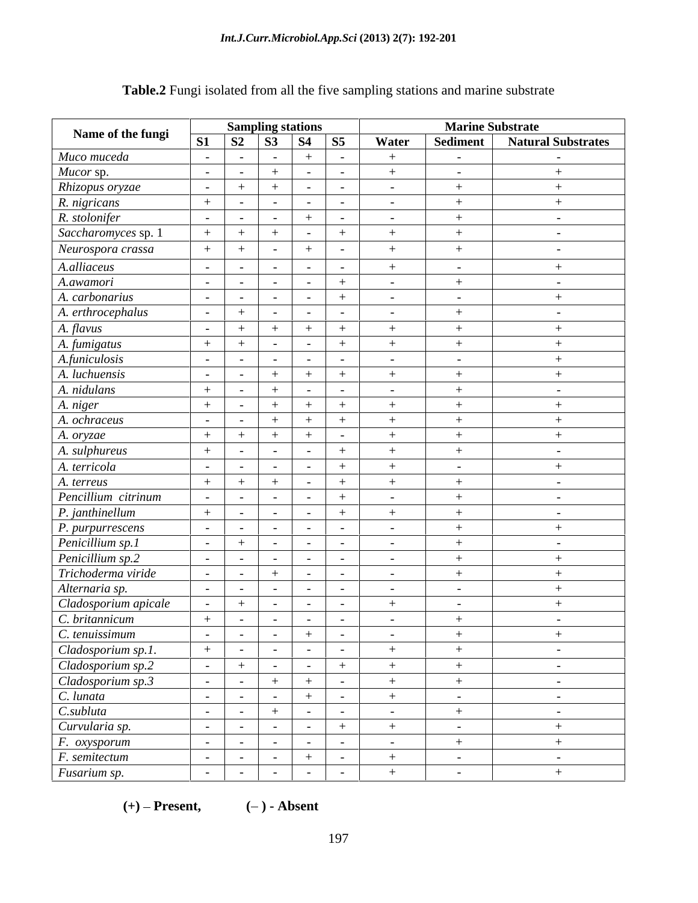**Table.2** Fungi isolated from all the five sampling stations and marine substrate

| Name of the fungi | Sampling stations | | | | | Marine Substrate | | |
|---|---|---|---|---|---|---|---|---|
| | S1 | S2 | S3 | S4 | S5 | Water | Sediment | Natural Substrates |
| *Muco muceda* | - | - | - | + | - | + | - | - |
| *Mucor* sp. | - | - | + | - | - | + | - | + |
| *Rhizopus oryzae* | - | + | + | - | - | - | + | + |
| *R. nigricans* | + | - | - | - | - | - | + | + |
| *R. stolonifer* | - | - | - | + | - | - | + | - |
| *Saccharomyces* sp. 1 | + | + | + | - | + | + | + | - |
| *Neurospora crassa* | + | + | - | + | - | + | + | - |
| *A.alliaceus* | - | - | - | - | - | + | - | + |
| *A.awamori* | - | - | - | - | + | - | + | - |
| *A. carbonarius* | - | - | - | - | + | - | - | + |
| *A. erthrocephalus* | - | + | - | - | - | - | + | - |
| *A. flavus* | - | + | + | + | + | + | + | + |
| *A. fumigatus* | + | + | - | - | + | + | + | + |
| *A.funiculosis* | - | - | - | - | - | - | - | + |
| *A. luchuensis* | - | - | + | + | + | + | + | + |
| *A. nidulans* | + | - | + | - | - | - | + | - |
| *A. niger* | + | - | + | + | + | + | + | + |
| *A. ochraceus* | - | - | + | + | + | + | + | + |
| *A. oryzae* | + | + | + | + | - | + | + | + |
| *A. sulphureus* | + | - | - | - | + | + | + | - |
| *A. terricola* | - | - | - | - | + | + | - | + |
| *A. terreus* | + | + | + | - | + | + | + | - |
| *Pencillium citrinum* | - | - | - | - | + | - | + | - |
| *P. janthinellum* | + | - | - | - | + | + | + | - |
| *P. purpurrescens* | - | - | - | - | - | - | + | + |
| *Penicillium sp.1* | - | + | - | - | - | - | + | - |
| *Penicillium sp.2* | - | - | - | - | - | - | + | + |
| *Trichoderma viride* | - | - | + | - | - | - | + | + |
| *Alternaria sp.* | - | - | - | - | - | - | - | + |
| *Cladosporium apicale* | - | + | - | - | - | + | - | + |
| *C. britannicum* | + | - | - | - | - | - | + | - |
| *C. tenuissimum* | - | - | - | + | - | - | + | + |
| *Cladosporium sp.1.* | + | - | - | - | - | + | + | - |
| *Cladosporium sp.2* | - | + | - | - | + | + | + | - |
| *Cladosporium sp.3* | - | - | + | + | - | + | + | - |
| *C. lunata* | - | - | - | + | - | + | - | - |
| *C.subluta* | - | - | + | - | - | - | + | - |
| *Curvularia sp.* | - | - | - | - | + | + | - | + |
| *F. oxysporum* | - | - | - | - | - | - | + | + |
| *F. semitectum* | - | - | - | + | - | + | - | - |
| *Fusarium sp.* | - | - | - | - | - | + | - | + |

**(+) – Present, (– ) - Absent**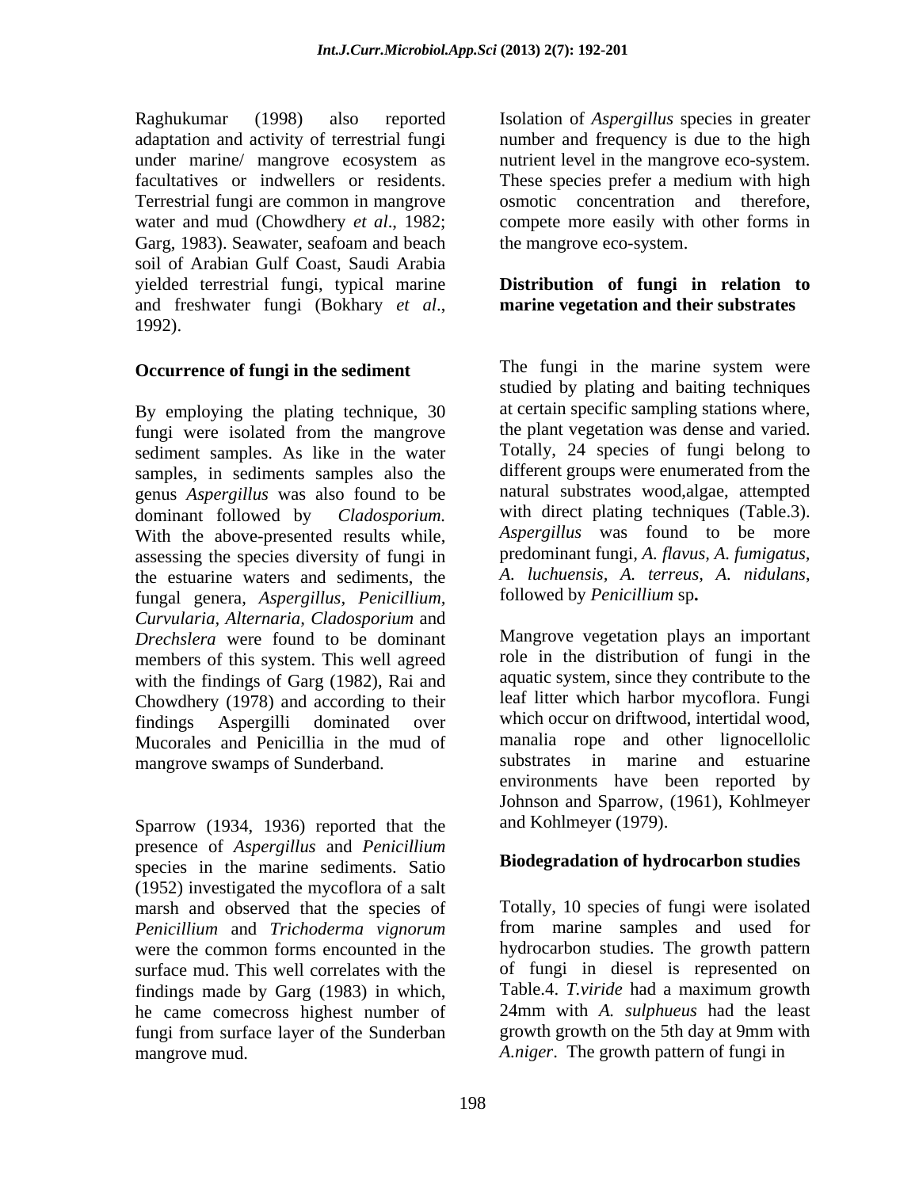Raghukumar (1998) also reported adaptation and activity of terrestrial fungi under marine/ mangrove ecosystem as facultatives or indwellers or residents. Terrestrial fungi are common in mangrove water and mud (Chowdhery *et al*., 1982; Garg, 1983). Seawater, seafoam and beach soil of Arabian Gulf Coast, Saudi Arabia yielded terrestrial fungi, typical marine and freshwater fungi (Bokhary *et al*., 1992).

### Occurrence of fungi in the sediment

By employing the plating technique, 30 fungi were isolated from the mangrove sediment samples. As like in the water samples, in sediments samples also the genus *Aspergillus* was also found to be dominant followed by *Cladosporium.* With the above-presented results while, assessing the species diversity of fungi in the estuarine waters and sediments, the fungal genera, *Aspergillus*, *Penicillium, Curvularia, Alternaria, Cladosporium* and *Drechslera* were found to be dominant members of this system. This well agreed with the findings of Garg (1982), Rai and Chowdhery (1978) and according to their findings Aspergilli dominated over Mucorales and Penicillia in the mud of mangrove swamps of Sunderband.

Sparrow (1934, 1936) reported that the presence of *Aspergillus* and *Penicillium* species in the marine sediments. Satio (1952) investigated the mycoflora of a salt marsh and observed that the species of *Penicillium* and *Trichoderma vignorum* were the common forms encounted in the surface mud. This well correlates with the findings made by Garg (1983) in which, he came comecross highest number of fungi from surface layer of the Sunderban mangrove mud.

Isolation of *Aspergillus* species in greater number and frequency is due to the high nutrient level in the mangrove eco-system. These species prefer a medium with high osmotic concentration and therefore, compete more easily with other forms in the mangrove eco-system.

### Distribution of fungi in relation to marine vegetation and their substrates

The fungi in the marine system were studied by plating and baiting techniques at certain specific sampling stations where, the plant vegetation was dense and varied. Totally, 24 species of fungi belong to different groups were enumerated from the natural substrates wood,algae, attempted with direct plating techniques (Table.3). *Aspergillus* was found to be more predominant fungi, *A. flavus, A. fumigatus, A. luchuensis, A. terreus, A. nidulans*, followed by *Penicillium* sp**.**

Mangrove vegetation plays an important role in the distribution of fungi in the aquatic system, since they contribute to the leaf litter which harbor mycoflora. Fungi which occur on driftwood, intertidal wood, manalia rope and other lignocellolic substrates in marine and estuarine environments have been reported by Johnson and Sparrow, (1961), Kohlmeyer and Kohlmeyer (1979).

### Biodegradation of hydrocarbon studies

Totally, 10 species of fungi were isolated from marine samples and used for hydrocarbon studies. The growth pattern of fungi in diesel is represented on Table.4. *T.viride* had a maximum growth 24mm with *A. sulphueus* had the least growth growth on the 5th day at 9mm with *A.niger*. The growth pattern of fungi in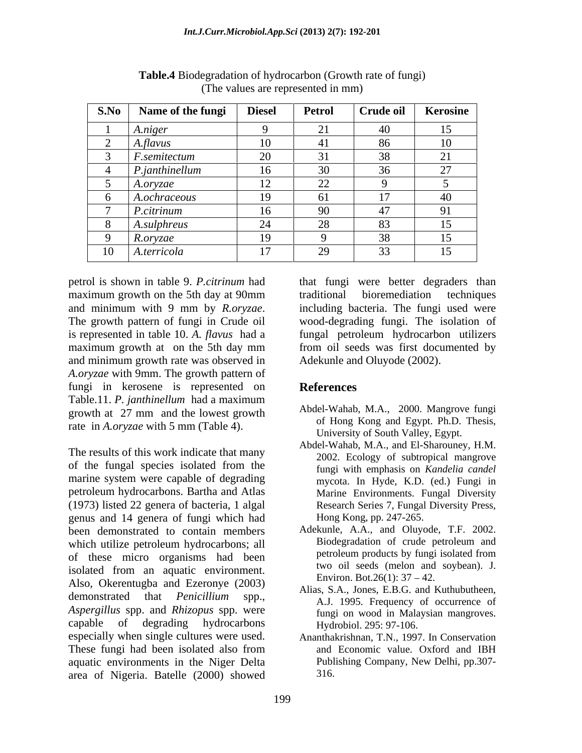**Table.4** Biodegradation of hydrocarbon (Growth rate of fungi)
(The values are represented in mm)

| S.No | Name of the fungi | Diesel | Petrol | Crude oil | Kerosine |
|---|---|---|---|---|---|
| 1 | *A.niger* | 9 | 21 | 40 | 15 |
| 2 | *A.flavus* | 10 | 41 | 86 | 10 |
| 3 | *F.semitectum* | 20 | 31 | 38 | 21 |
| 4 | *P.janthinellum* | 16 | 30 | 36 | 27 |
| 5 | *A.oryzae* | 12 | 22 | 9 | 5 |
| 6 | *A.ochraceous* | 19 | 61 | 17 | 40 |
| 7 | *P.citrinum* | 16 | 90 | 47 | 91 |
| 8 | *A.sulphreus* | 24 | 28 | 83 | 15 |
| 9 | *R.oryzae* | 19 | 9 | 38 | 15 |
| 10 | *A.terricola* | 17 | 29 | 33 | 15 |

petrol is shown in table 9. *P.citrinum* had maximum growth on the 5th day at 90mm and minimum with 9 mm by *R.oryzae*. The growth pattern of fungi in Crude oil is represented in table 10. *A. flavus* had a maximum growth at on the 5th day mm and minimum growth rate was observed in *A.oryzae* with 9mm. The growth pattern of fungi in kerosene is represented on Table.11. *P. janthinellum* had a maximum growth at 27 mm and the lowest growth rate in *A.oryzae* with 5 mm (Table 4).

The results of this work indicate that many of the fungal species isolated from the marine system were capable of degrading petroleum hydrocarbons. Bartha and Atlas (1973) listed 22 genera of bacteria, 1 algal genus and 14 genera of fungi which had been demonstrated to contain members which utilize petroleum hydrocarbons; all of these micro organisms had been isolated from an aquatic environment. Also, Okerentugba and Ezeronye (2003) demonstrated that *Penicillium* spp., *Aspergillus* spp. and *Rhizopus* spp. were capable of degrading hydrocarbons especially when single cultures were used. These fungi had been isolated also from aquatic environments in the Niger Delta area of Nigeria. Batelle (2000) showed that fungi were better degraders than traditional bioremediation techniques including bacteria. The fungi used were wood-degrading fungi. The isolation of fungal petroleum hydrocarbon utilizers from oil seeds was first documented by Adekunle and Oluyode (2002).

## References

Abdel-Wahab, M.A., 2000. Mangrove fungi of Hong Kong and Egypt. Ph.D. Thesis, University of South Valley, Egypt.

Abdel-Wahab, M.A., and El-Sharouney, H.M. 2002. Ecology of subtropical mangrove fungi with emphasis on *Kandelia candel* mycota. In Hyde, K.D. (ed.) Fungi in Marine Environments. Fungal Diversity Research Series 7, Fungal Diversity Press, Hong Kong, pp. 247-265.

Adekunle, A.A., and Oluyode, T.F. 2002. Biodegradation of crude petroleum and petroleum products by fungi isolated from two oil seeds (melon and soybean). J. Environ. Bot.26(1): 37 – 42.

Alias, S.A., Jones, E.B.G. and Kuthubutheen, A.J. 1995. Frequency of occurrence of fungi on wood in Malaysian mangroves. Hydrobiol. 295: 97-106.

Ananthakrishnan, T.N., 1997. In Conservation and Economic value. Oxford and IBH Publishing Company, New Delhi, pp.307-316.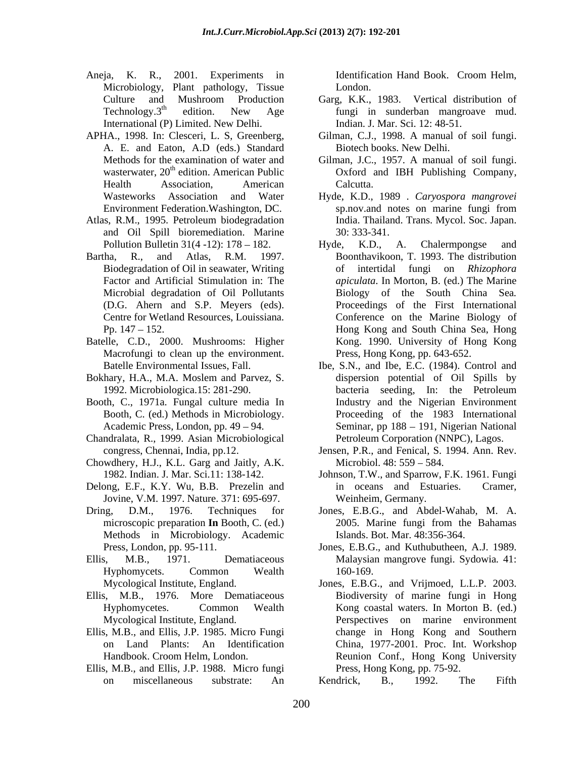Aneja, K. R., 2001. Experiments in Microbiology, Plant pathology, Tissue Culture and Mushroom Production Technology.3[th] edition. New Age International (P) Limited. New Delhi.

APHA., 1998. In: Clesceri, L. S, Greenberg, A. E. and Eaton, A.D (eds.) Standard Methods for the examination of water and wasterwater, 20[th] edition. American Public Health Association, American Wasteworks Association and Water Environment Federation.Washington, DC.

Atlas, R.M., 1995. Petroleum biodegradation and Oil Spill bioremediation. Marine Pollution Bulletin 31(4 -12): 178 – 182.

Bartha, R., and Atlas, R.M. 1997. Biodegradation of Oil in seawater, Writing Factor and Artificial Stimulation in: The Microbial degradation of Oil Pollutants (D.G. Ahern and S.P. Meyers (eds). Centre for Wetland Resources, Louissiana. Pp. 147 – 152.

Batelle, C.D., 2000. Mushrooms: Higher Macrofungi to clean up the environment. Batelle Environmental Issues, Fall.

Bokhary, H.A., M.A. Moslem and Parvez, S. 1992. Microbiologica.15: 281-290.

Booth, C., 1971a. Fungal culture media In Booth, C. (ed.) Methods in Microbiology. Academic Press, London, pp. 49 – 94.

Chandralata, R., 1999. Asian Microbiological congress, Chennai, India, pp.12.

Chowdhery, H.J., K.L. Garg and Jaitly, A.K. 1982. Indian. J. Mar. Sci.11: 138-142.

Delong, E.F., K.Y. Wu, B.B. Prezelin and Jovine, V.M. 1997. Nature. 371: 695-697.

Dring, D.M., 1976. Techniques for microscopic preparation **In** Booth, C. (ed.) Methods in Microbiology. Academic Press, London, pp. 95-111.

Ellis, M.B., 1971. Dematiaceous Hyphomycets. Common Wealth Mycological Institute, England.

Ellis, M.B., 1976. More Dematiaceous Hyphomycetes. Common Wealth Mycological Institute, England.

Ellis, M.B., and Ellis, J.P. 1985. Micro Fungi on Land Plants: An Identification Handbook. Croom Helm, London.

Ellis, M.B., and Ellis, J.P. 1988. Micro fungi on miscellaneous substrate: An Identification Hand Book. Croom Helm, London.

Garg, K.K., 1983. Vertical distribution of fungi in sunderban mangroave mud. Indian. J. Mar. Sci. 12: 48-51.

Gilman, C.J., 1998. A manual of soil fungi. Biotech books. New Delhi.

Gilman, J.C., 1957. A manual of soil fungi. Oxford and IBH Publishing Company, Calcutta.

Hyde, K.D., 1989 . *Caryospora mangrovei* sp.nov.and notes on marine fungi from India. Thailand. Trans. Mycol. Soc. Japan. 30: 333-341.

Hyde, K.D., A. Chalermpongse and Boonthavikoon, T. 1993. The distribution of intertidal fungi on *Rhizophora apiculata*. In Morton, B. (ed.) The Marine Biology of the South China Sea. Proceedings of the First International Conference on the Marine Biology of Hong Kong and South China Sea, Hong Kong. 1990. University of Hong Kong Press, Hong Kong, pp. 643-652.

Ibe, S.N., and Ibe, E.C. (1984). Control and dispersion potential of Oil Spills by bacteria seeding, In: the Petroleum Industry and the Nigerian Environment Proceeding of the 1983 International Seminar, pp 188 – 191, Nigerian National Petroleum Corporation (NNPC), Lagos.

Jensen, P.R., and Fenical, S. 1994. Ann. Rev. Microbiol. 48: 559 – 584.

Johnson, T.W., and Sparrow, F.K. 1961. Fungi in oceans and Estuaries. Cramer, Weinheim, Germany.

Jones, E.B.G., and Abdel-Wahab, M. A. 2005. Marine fungi from the Bahamas Islands. Bot. Mar. 48:356-364.

Jones, E.B.G., and Kuthubutheen, A.J. 1989. Malaysian mangrove fungi. Sydowia. 41: 160-169.

Jones, E.B.G., and Vrijmoed, L.L.P. 2003. Biodiversity of marine fungi in Hong Kong coastal waters. In Morton B. (ed.) Perspectives on marine environment change in Hong Kong and Southern China, 1977-2001. Proc. Int. Workshop Reunion Conf., Hong Kong University Press, Hong Kong, pp. 75-92.

Kendrick, B., 1992. The Fifth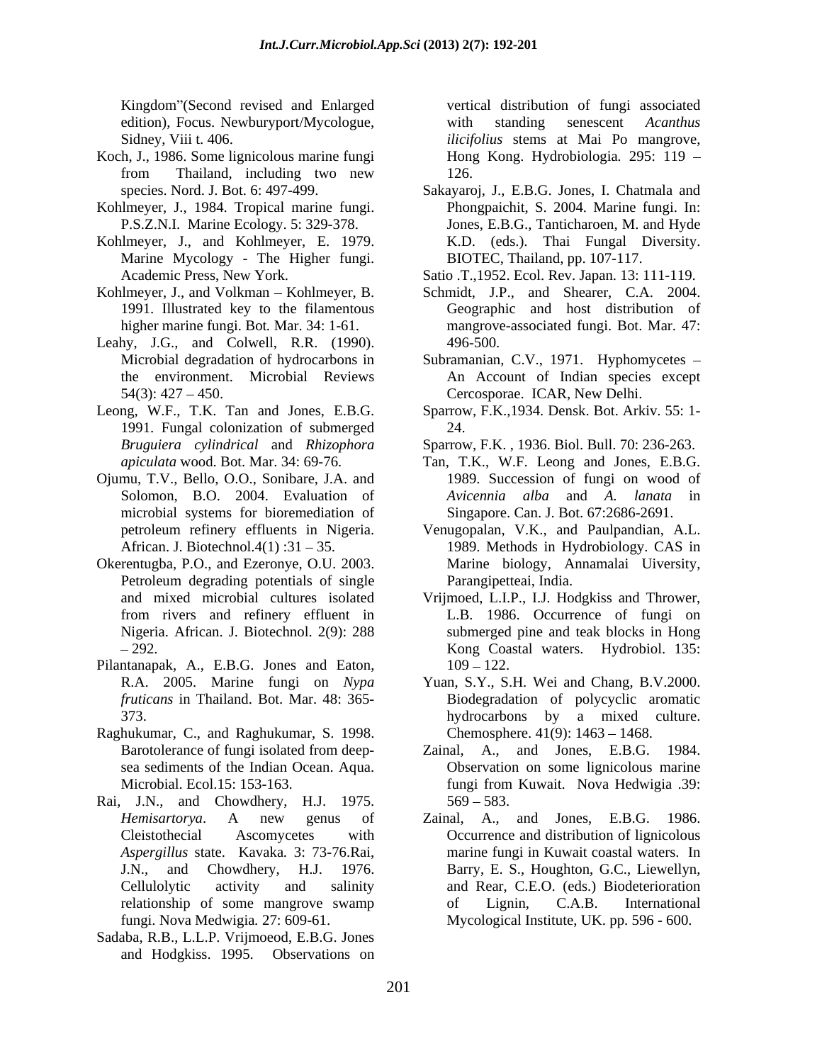Kingdom"(Second revised and Enlarged edition), Focus. Newburyport/Mycologue, Sidney, Viii t. 406.

Koch, J., 1986. Some lignicolous marine fungi from Thailand, including two new species. Nord. J. Bot. 6: 497-499.

Kohlmeyer, J., 1984. Tropical marine fungi. P.S.Z.N.I. Marine Ecology. 5: 329-378.

Kohlmeyer, J., and Kohlmeyer, E. 1979. Marine Mycology - The Higher fungi. Academic Press, New York.

Kohlmeyer, J., and Volkman – Kohlmeyer, B. 1991. Illustrated key to the filamentous higher marine fungi. Bot. Mar. 34: 1-61.

Leahy, J.G., and Colwell, R.R. (1990). Microbial degradation of hydrocarbons in the environment. Microbial Reviews 54(3): 427 – 450.

Leong, W.F., T.K. Tan and Jones, E.B.G. 1991. Fungal colonization of submerged *Bruguiera cylindrical* and *Rhizophora apiculata* wood. Bot. Mar. 34: 69-76.

Ojumu, T.V., Bello, O.O., Sonibare, J.A. and Solomon, B.O. 2004. Evaluation of microbial systems for bioremediation of petroleum refinery effluents in Nigeria. African. J. Biotechnol.4(1) :31 – 35.

Okerentugba, P.O., and Ezeronye, O.U. 2003. Petroleum degrading potentials of single and mixed microbial cultures isolated from rivers and refinery effluent in Nigeria. African. J. Biotechnol. 2(9): 288 – 292.

Pilantanapak, A., E.B.G. Jones and Eaton, R.A. 2005. Marine fungi on *Nypa fruticans* in Thailand. Bot. Mar. 48: 365-373.

Raghukumar, C., and Raghukumar, S. 1998. Barotolerance of fungi isolated from deep-sea sediments of the Indian Ocean. Aqua. Microbial. Ecol.15: 153-163.

Rai, J.N., and Chowdhery, H.J. 1975. *Hemisartorya*. A new genus of Cleistothecial Ascomycetes with *Aspergillus* state. Kavaka. 3: 73-76.Rai, J.N., and Chowdhery, H.J. 1976. Cellulolytic activity and salinity relationship of some mangrove swamp fungi. Nova Medwigia. 27: 609-61.

Sadaba, R.B., L.L.P. Vrijmoeod, E.B.G. Jones and Hodgkiss. 1995. Observations on vertical distribution of fungi associated with standing senescent *Acanthus ilicifolius* stems at Mai Po mangrove, Hong Kong. Hydrobiologia. 295: 119 – 126.

Sakayaroj, J., E.B.G. Jones, I. Chatmala and Phongpaichit, S. 2004. Marine fungi. In: Jones, E.B.G., Tanticharoen, M. and Hyde K.D. (eds.). Thai Fungal Diversity. BIOTEC, Thailand, pp. 107-117.

Satio .T.,1952. Ecol. Rev. Japan. 13: 111-119.

Schmidt, J.P., and Shearer, C.A. 2004. Geographic and host distribution of mangrove-associated fungi. Bot. Mar. 47: 496-500.

Subramanian, C.V., 1971. Hyphomycetes – An Account of Indian species except Cercosporae. ICAR, New Delhi.

Sparrow, F.K.,1934. Densk. Bot. Arkiv. 55: 1-24.

Sparrow, F.K. , 1936. Biol. Bull. 70: 236-263.

Tan, T.K., W.F. Leong and Jones, E.B.G. 1989. Succession of fungi on wood of *Avicennia alba* and *A. lanata* in Singapore. Can. J. Bot. 67:2686-2691.

Venugopalan, V.K., and Paulpandian, A.L. 1989. Methods in Hydrobiology. CAS in Marine biology, Annamalai Uiversity, Parangipetteai, India.

Vrijmoed, L.I.P., I.J. Hodgkiss and Thrower, L.B. 1986. Occurrence of fungi on submerged pine and teak blocks in Hong Kong Coastal waters. Hydrobiol. 135: 109 – 122.

Yuan, S.Y., S.H. Wei and Chang, B.V.2000. Biodegradation of polycyclic aromatic hydrocarbons by a mixed culture. Chemosphere. 41(9): 1463 – 1468.

Zainal, A., and Jones, E.B.G. 1984. Observation on some lignicolous marine fungi from Kuwait. Nova Hedwigia .39: 569 – 583.

Zainal, A., and Jones, E.B.G. 1986. Occurrence and distribution of lignicolous marine fungi in Kuwait coastal waters. In Barry, E. S., Houghton, G.C., Liewellyn, and Rear, C.E.O. (eds.) Biodeterioration of Lignin, C.A.B. International Mycological Institute, UK. pp. 596 - 600.